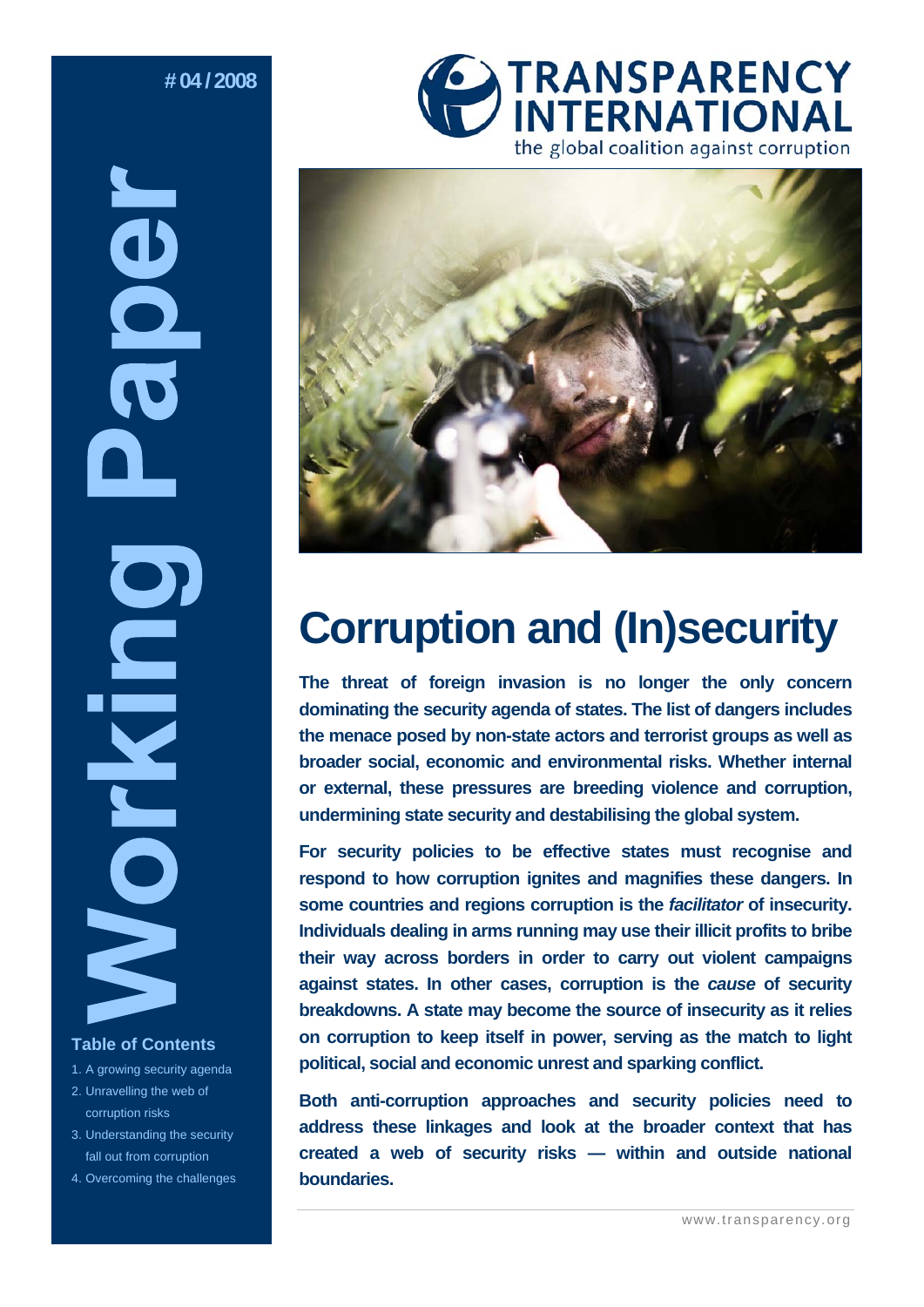# 04 / 2008

# Working Paper

TRANSPARENCY INTERNATIONAL
the global coalition against corruption

# Corruption and (In)security

**The threat of foreign invasion is no longer the only concern dominating the security agenda of states. The list of dangers includes the menace posed by non-state actors and terrorist groups as well as broader social, economic and environmental risks. Whether internal or external, these pressures are breeding violence and corruption, undermining state security and destabilising the global system.**

**For security policies to be effective states must recognise and respond to how corruption ignites and magnifies these dangers. In some countries and regions corruption is the *facilitator* of insecurity. Individuals dealing in arms running may use their illicit profits to bribe their way across borders in order to carry out violent campaigns against states. In other cases, corruption is the *cause* of security breakdowns. A state may become the source of insecurity as it relies on corruption to keep itself in power, serving as the match to light political, social and economic unrest and sparking conflict.**

**Both anti-corruption approaches and security policies need to address these linkages and look at the broader context that has created a web of security risks — within and outside national boundaries.**

### Table of Contents

1. A growing security agenda
2. Unravelling the web of corruption risks
3. Understanding the security fall out from corruption
4. Overcoming the challenges

www.transparency.org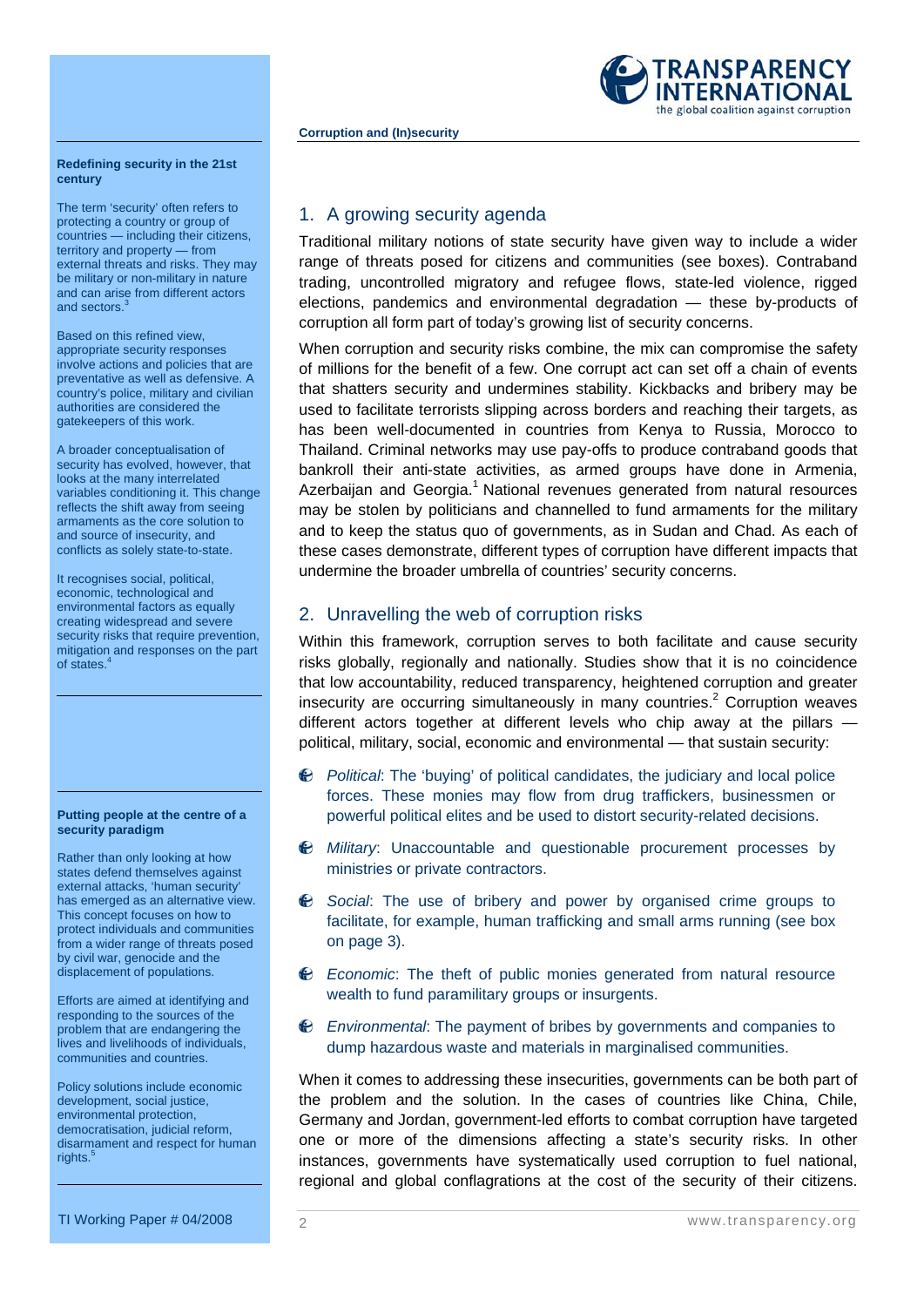## Redefining security in the 21st century

The term 'security' often refers to protecting a country or group of countries — including their citizens, territory and property — from external threats and risks. They may be military or non-military in nature and can arise from different actors and sectors.[3]

Based on this refined view, appropriate security responses involve actions and policies that are preventative as well as defensive. A country's police, military and civilian authorities are considered the gatekeepers of this work.

A broader conceptualisation of security has evolved, however, that looks at the many interrelated variables conditioning it. This change reflects the shift away from seeing armaments as the core solution to and source of insecurity, and conflicts as solely state-to-state.

It recognises social, political, economic, technological and environmental factors as equally creating widespread and severe security risks that require prevention, mitigation and responses on the part of states.[4]

## Putting people at the centre of a security paradigm

Rather than only looking at how states defend themselves against external attacks, 'human security' has emerged as an alternative view. This concept focuses on how to protect individuals and communities from a wider range of threats posed by civil war, genocide and the displacement of populations.

Efforts are aimed at identifying and responding to the sources of the problem that are endangering the lives and livelihoods of individuals, communities and countries.

Policy solutions include economic development, social justice, environmental protection, democratisation, judicial reform, disarmament and respect for human rights.[5]

## 1. A growing security agenda

Traditional military notions of state security have given way to include a wider range of threats posed for citizens and communities (see boxes). Contraband trading, uncontrolled migratory and refugee flows, state-led violence, rigged elections, pandemics and environmental degradation — these by-products of corruption all form part of today's growing list of security concerns.

When corruption and security risks combine, the mix can compromise the safety of millions for the benefit of a few. One corrupt act can set off a chain of events that shatters security and undermines stability. Kickbacks and bribery may be used to facilitate terrorists slipping across borders and reaching their targets, as has been well-documented in countries from Kenya to Russia, Morocco to Thailand. Criminal networks may use pay-offs to produce contraband goods that bankroll their anti-state activities, as armed groups have done in Armenia, Azerbaijan and Georgia.[1] National revenues generated from natural resources may be stolen by politicians and channelled to fund armaments for the military and to keep the status quo of governments, as in Sudan and Chad. As each of these cases demonstrate, different types of corruption have different impacts that undermine the broader umbrella of countries' security concerns.

## 2. Unravelling the web of corruption risks

Within this framework, corruption serves to both facilitate and cause security risks globally, regionally and nationally. Studies show that it is no coincidence that low accountability, reduced transparency, heightened corruption and greater insecurity are occurring simultaneously in many countries.[2] Corruption weaves different actors together at different levels who chip away at the pillars — political, military, social, economic and environmental — that sustain security:

- *Political*: The 'buying' of political candidates, the judiciary and local police forces. These monies may flow from drug traffickers, businessmen or powerful political elites and be used to distort security-related decisions.
- *Military*: Unaccountable and questionable procurement processes by ministries or private contractors.
- *Social*: The use of bribery and power by organised crime groups to facilitate, for example, human trafficking and small arms running (see box on page 3).
- *Economic*: The theft of public monies generated from natural resource wealth to fund paramilitary groups or insurgents.
- *Environmental*: The payment of bribes by governments and companies to dump hazardous waste and materials in marginalised communities.

When it comes to addressing these insecurities, governments can be both part of the problem and the solution. In the cases of countries like China, Chile, Germany and Jordan, government-led efforts to combat corruption have targeted one or more of the dimensions affecting a state's security risks. In other instances, governments have systematically used corruption to fuel national, regional and global conflagrations at the cost of the security of their citizens.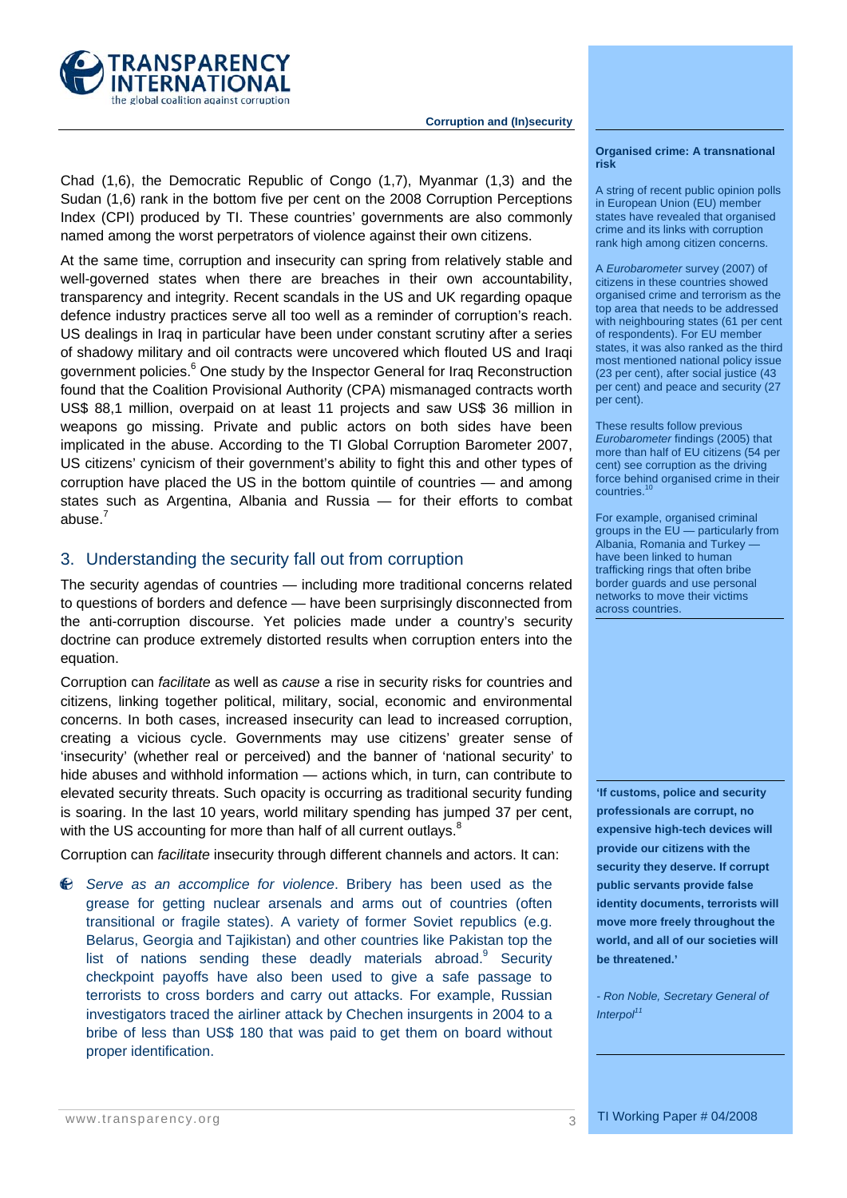Chad (1,6), the Democratic Republic of Congo (1,7), Myanmar (1,3) and the Sudan (1,6) rank in the bottom five per cent on the 2008 Corruption Perceptions Index (CPI) produced by TI. These countries' governments are also commonly named among the worst perpetrators of violence against their own citizens.

At the same time, corruption and insecurity can spring from relatively stable and well-governed states when there are breaches in their own accountability, transparency and integrity. Recent scandals in the US and UK regarding opaque defence industry practices serve all too well as a reminder of corruption's reach. US dealings in Iraq in particular have been under constant scrutiny after a series of shadowy military and oil contracts were uncovered which flouted US and Iraqi government policies.[6] One study by the Inspector General for Iraq Reconstruction found that the Coalition Provisional Authority (CPA) mismanaged contracts worth US$ 88,1 million, overpaid on at least 11 projects and saw US$ 36 million in weapons go missing. Private and public actors on both sides have been implicated in the abuse. According to the TI Global Corruption Barometer 2007, US citizens' cynicism of their government's ability to fight this and other types of corruption have placed the US in the bottom quintile of countries — and among states such as Argentina, Albania and Russia — for their efforts to combat abuse.[7]

## 3. Understanding the security fall out from corruption

The security agendas of countries — including more traditional concerns related to questions of borders and defence — have been surprisingly disconnected from the anti-corruption discourse. Yet policies made under a country's security doctrine can produce extremely distorted results when corruption enters into the equation.

Corruption can *facilitate* as well as *cause* a rise in security risks for countries and citizens, linking together political, military, social, economic and environmental concerns. In both cases, increased insecurity can lead to increased corruption, creating a vicious cycle. Governments may use citizens' greater sense of 'insecurity' (whether real or perceived) and the banner of 'national security' to hide abuses and withhold information — actions which, in turn, can contribute to elevated security threats. Such opacity is occurring as traditional security funding is soaring. In the last 10 years, world military spending has jumped 37 per cent, with the US accounting for more than half of all current outlays.[8]

Corruption can *facilitate* insecurity through different channels and actors. It can:

- *Serve as an accomplice for violence*. Bribery has been used as the grease for getting nuclear arsenals and arms out of countries (often transitional or fragile states). A variety of former Soviet republics (e.g. Belarus, Georgia and Tajikistan) and other countries like Pakistan top the list of nations sending these deadly materials abroad.[9] Security checkpoint payoffs have also been used to give a safe passage to terrorists to cross borders and carry out attacks. For example, Russian investigators traced the airliner attack by Chechen insurgents in 2004 to a bribe of less than US$ 180 that was paid to get them on board without proper identification.

**Organised crime: A transnational risk**

A string of recent public opinion polls in European Union (EU) member states have revealed that organised crime and its links with corruption rank high among citizen concerns.

A *Eurobarometer* survey (2007) of citizens in these countries showed organised crime and terrorism as the top area that needs to be addressed with neighbouring states (61 per cent of respondents). For EU member states, it was also ranked as the third most mentioned national policy issue (23 per cent), after social justice (43 per cent) and peace and security (27 per cent).

These results follow previous *Eurobarometer* findings (2005) that more than half of EU citizens (54 per cent) see corruption as the driving force behind organised crime in their countries.[10]

For example, organised criminal groups in the EU — particularly from Albania, Romania and Turkey — have been linked to human trafficking rings that often bribe border guards and use personal networks to move their victims across countries.

**'If customs, police and security professionals are corrupt, no expensive high-tech devices will provide our citizens with the security they deserve. If corrupt public servants provide false identity documents, terrorists will move more freely throughout the world, and all of our societies will be threatened.'**

*- Ron Noble, Secretary General of Interpol*[11]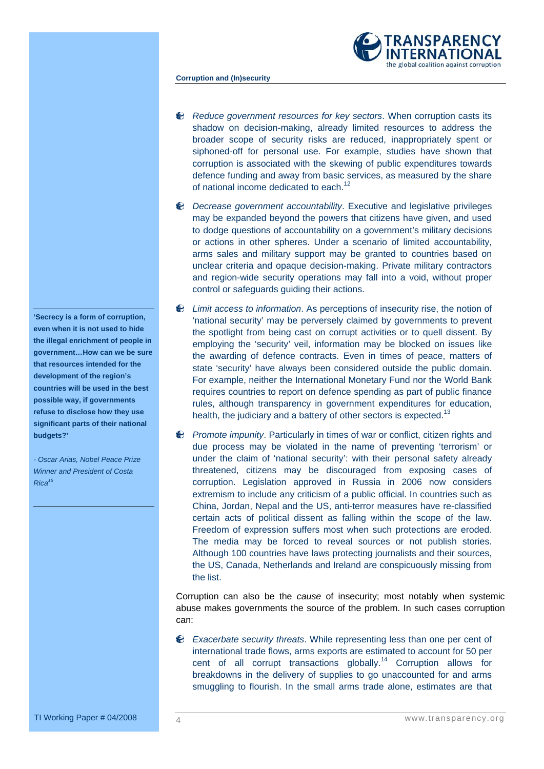- *Reduce government resources for key sectors*. When corruption casts its shadow on decision-making, already limited resources to address the broader scope of security risks are reduced, inappropriately spent or siphoned-off for personal use. For example, studies have shown that corruption is associated with the skewing of public expenditures towards defence funding and away from basic services, as measured by the share of national income dedicated to each.[12]

- *Decrease government accountability*. Executive and legislative privileges may be expanded beyond the powers that citizens have given, and used to dodge questions of accountability on a government's military decisions or actions in other spheres. Under a scenario of limited accountability, arms sales and military support may be granted to countries based on unclear criteria and opaque decision-making. Private military contractors and region-wide security operations may fall into a void, without proper control or safeguards guiding their actions.

- *Limit access to information*. As perceptions of insecurity rise, the notion of 'national security' may be perversely claimed by governments to prevent the spotlight from being cast on corrupt activities or to quell dissent. By employing the 'security' veil, information may be blocked on issues like the awarding of defence contracts. Even in times of peace, matters of state 'security' have always been considered outside the public domain. For example, neither the International Monetary Fund nor the World Bank requires countries to report on defence spending as part of public finance rules, although transparency in government expenditures for education, health, the judiciary and a battery of other sectors is expected.[13]

- *Promote impunity*. Particularly in times of war or conflict, citizen rights and due process may be violated in the name of preventing 'terrorism' or under the claim of 'national security': with their personal safety already threatened, citizens may be discouraged from exposing cases of corruption. Legislation approved in Russia in 2006 now considers extremism to include any criticism of a public official. In countries such as China, Jordan, Nepal and the US, anti-terror measures have re-classified certain acts of political dissent as falling within the scope of the law. Freedom of expression suffers most when such protections are eroded. The media may be forced to reveal sources or not publish stories. Although 100 countries have laws protecting journalists and their sources, the US, Canada, Netherlands and Ireland are conspicuously missing from the list.

**'Secrecy is a form of corruption, even when it is not used to hide the illegal enrichment of people in government…How can we be sure that resources intended for the development of the region's countries will be used in the best possible way, if governments refuse to disclose how they use significant parts of their national budgets?'**

*- Oscar Arias, Nobel Peace Prize Winner and President of Costa Rica*[15]

Corruption can also be the *cause* of insecurity; most notably when systemic abuse makes governments the source of the problem. In such cases corruption can:

- *Exacerbate security threats*. While representing less than one per cent of international trade flows, arms exports are estimated to account for 50 per cent of all corrupt transactions globally.[14] Corruption allows for breakdowns in the delivery of supplies to go unaccounted for and arms smuggling to flourish. In the small arms trade alone, estimates are that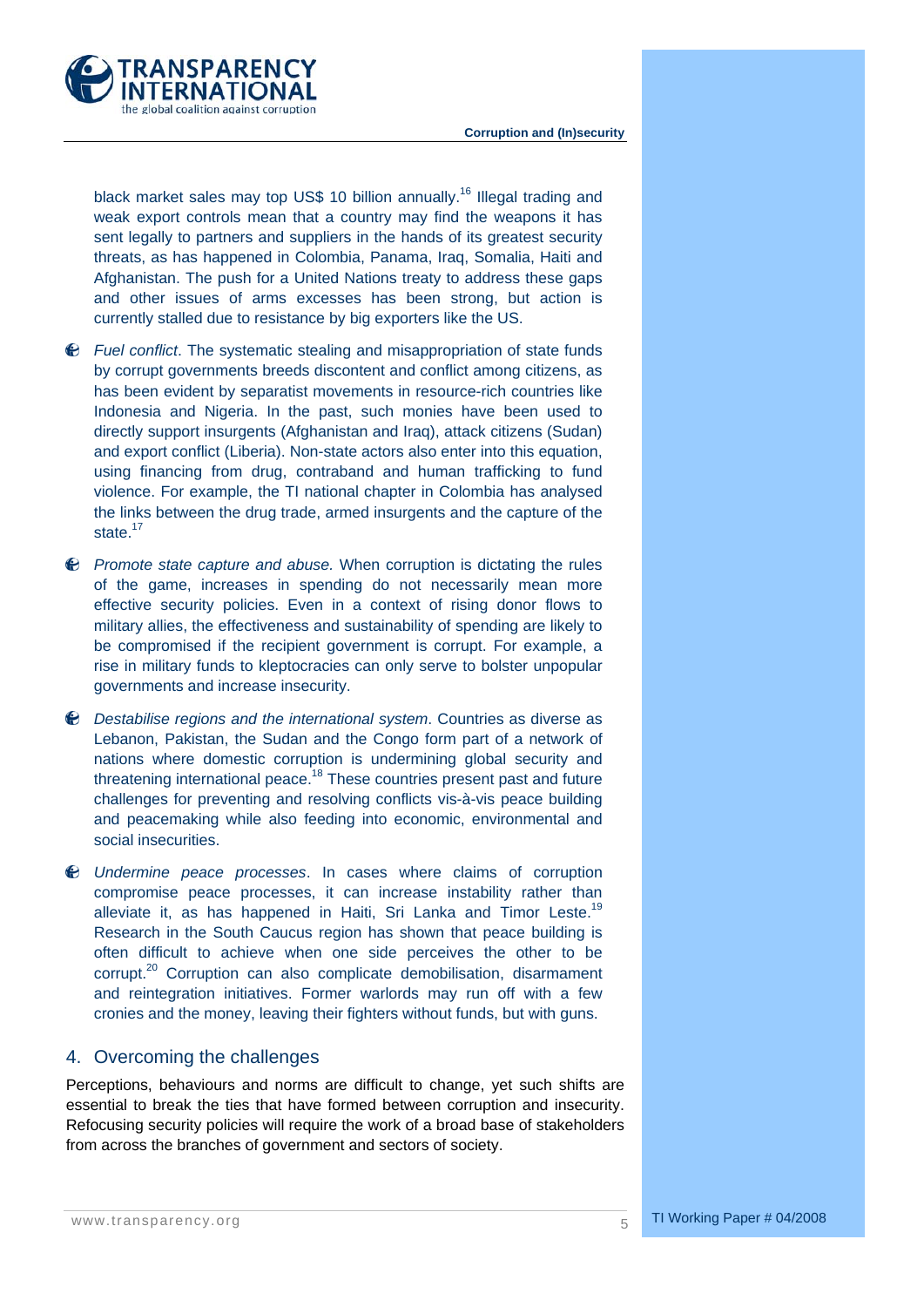black market sales may top US$ 10 billion annually.[16] Illegal trading and weak export controls mean that a country may find the weapons it has sent legally to partners and suppliers in the hands of its greatest security threats, as has happened in Colombia, Panama, Iraq, Somalia, Haiti and Afghanistan. The push for a United Nations treaty to address these gaps and other issues of arms excesses has been strong, but action is currently stalled due to resistance by big exporters like the US.

- *Fuel conflict*. The systematic stealing and misappropriation of state funds by corrupt governments breeds discontent and conflict among citizens, as has been evident by separatist movements in resource-rich countries like Indonesia and Nigeria. In the past, such monies have been used to directly support insurgents (Afghanistan and Iraq), attack citizens (Sudan) and export conflict (Liberia). Non-state actors also enter into this equation, using financing from drug, contraband and human trafficking to fund violence. For example, the TI national chapter in Colombia has analysed the links between the drug trade, armed insurgents and the capture of the state.[17]

- *Promote state capture and abuse.* When corruption is dictating the rules of the game, increases in spending do not necessarily mean more effective security policies. Even in a context of rising donor flows to military allies, the effectiveness and sustainability of spending are likely to be compromised if the recipient government is corrupt. For example, a rise in military funds to kleptocracies can only serve to bolster unpopular governments and increase insecurity.

- *Destabilise regions and the international system*. Countries as diverse as Lebanon, Pakistan, the Sudan and the Congo form part of a network of nations where domestic corruption is undermining global security and threatening international peace.[18] These countries present past and future challenges for preventing and resolving conflicts vis-à-vis peace building and peacemaking while also feeding into economic, environmental and social insecurities.

- *Undermine peace processes*. In cases where claims of corruption compromise peace processes, it can increase instability rather than alleviate it, as has happened in Haiti, Sri Lanka and Timor Leste.[19] Research in the South Caucus region has shown that peace building is often difficult to achieve when one side perceives the other to be corrupt.[20] Corruption can also complicate demobilisation, disarmament and reintegration initiatives. Former warlords may run off with a few cronies and the money, leaving their fighters without funds, but with guns.

## 4. Overcoming the challenges

Perceptions, behaviours and norms are difficult to change, yet such shifts are essential to break the ties that have formed between corruption and insecurity. Refocusing security policies will require the work of a broad base of stakeholders from across the branches of government and sectors of society.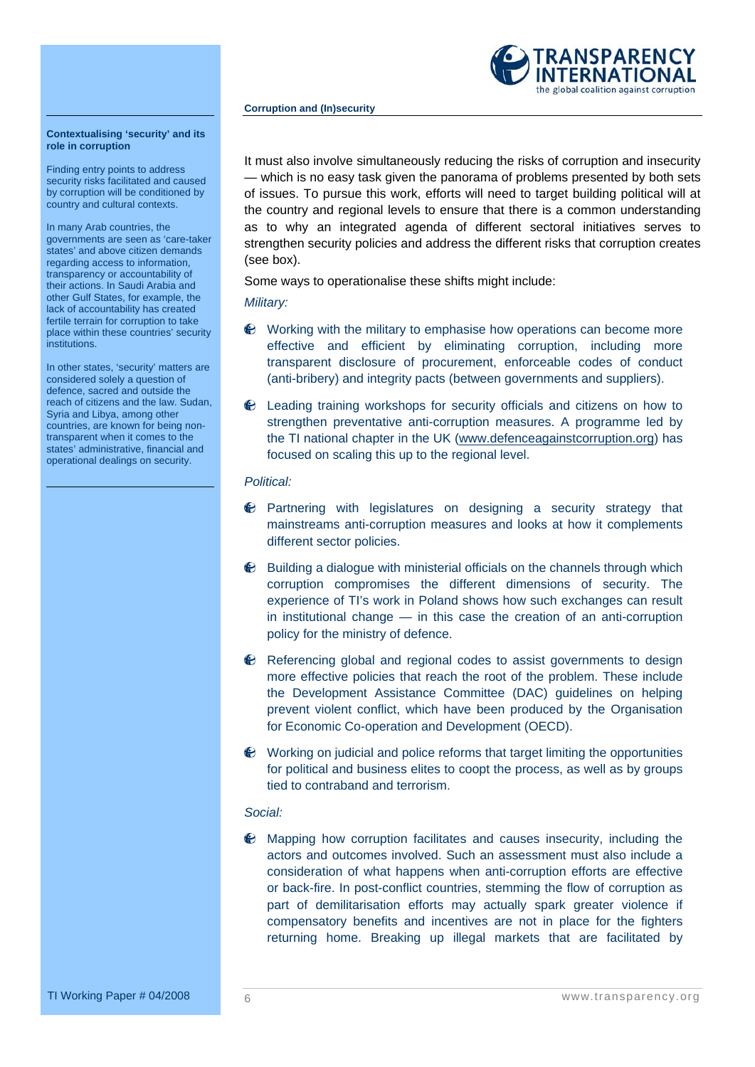**Contextualising 'security' and its role in corruption**

Finding entry points to address security risks facilitated and caused by corruption will be conditioned by country and cultural contexts.

In many Arab countries, the governments are seen as 'care-taker states' and above citizen demands regarding access to information, transparency or accountability of their actions. In Saudi Arabia and other Gulf States, for example, the lack of accountability has created fertile terrain for corruption to take place within these countries' security institutions.

In other states, 'security' matters are considered solely a question of defence, sacred and outside the reach of citizens and the law. Sudan, Syria and Libya, among other countries, are known for being non-transparent when it comes to the states' administrative, financial and operational dealings on security.

---

It must also involve simultaneously reducing the risks of corruption and insecurity — which is no easy task given the panorama of problems presented by both sets of issues. To pursue this work, efforts will need to target building political will at the country and regional levels to ensure that there is a common understanding as to why an integrated agenda of different sectoral initiatives serves to strengthen security policies and address the different risks that corruption creates (see box).

Some ways to operationalise these shifts might include:

*Military:*

- Working with the military to emphasise how operations can become more effective and efficient by eliminating corruption, including more transparent disclosure of procurement, enforceable codes of conduct (anti-bribery) and integrity pacts (between governments and suppliers).
- Leading training workshops for security officials and citizens on how to strengthen preventative anti-corruption measures. A programme led by the TI national chapter in the UK (www.defenceagainstcorruption.org) has focused on scaling this up to the regional level.

*Political:*

- Partnering with legislatures on designing a security strategy that mainstreams anti-corruption measures and looks at how it complements different sector policies.
- Building a dialogue with ministerial officials on the channels through which corruption compromises the different dimensions of security. The experience of TI's work in Poland shows how such exchanges can result in institutional change — in this case the creation of an anti-corruption policy for the ministry of defence.
- Referencing global and regional codes to assist governments to design more effective policies that reach the root of the problem. These include the Development Assistance Committee (DAC) guidelines on helping prevent violent conflict, which have been produced by the Organisation for Economic Co-operation and Development (OECD).
- Working on judicial and police reforms that target limiting the opportunities for political and business elites to coopt the process, as well as by groups tied to contraband and terrorism.

*Social:*

- Mapping how corruption facilitates and causes insecurity, including the actors and outcomes involved. Such an assessment must also include a consideration of what happens when anti-corruption efforts are effective or back-fire. In post-conflict countries, stemming the flow of corruption as part of demilitarisation efforts may actually spark greater violence if compensatory benefits and incentives are not in place for the fighters returning home. Breaking up illegal markets that are facilitated by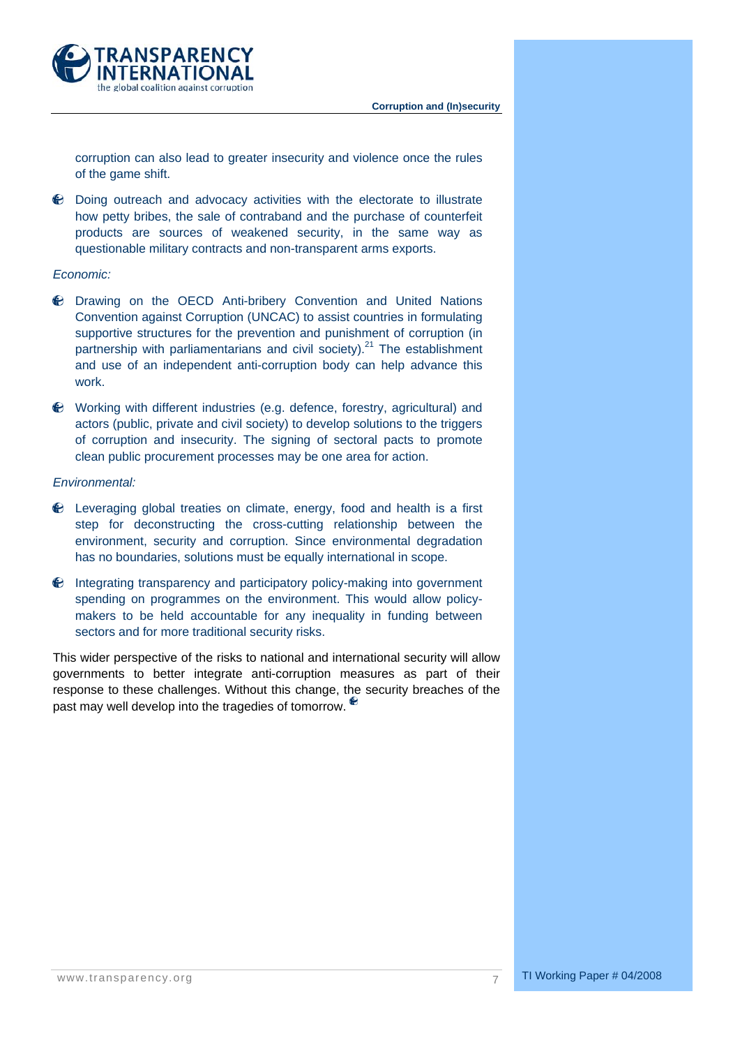corruption can also lead to greater insecurity and violence once the rules of the game shift.

- Doing outreach and advocacy activities with the electorate to illustrate how petty bribes, the sale of contraband and the purchase of counterfeit products are sources of weakened security, in the same way as questionable military contracts and non-transparent arms exports.

*Economic:*

- Drawing on the OECD Anti-bribery Convention and United Nations Convention against Corruption (UNCAC) to assist countries in formulating supportive structures for the prevention and punishment of corruption (in partnership with parliamentarians and civil society).[21] The establishment and use of an independent anti-corruption body can help advance this work.
- Working with different industries (e.g. defence, forestry, agricultural) and actors (public, private and civil society) to develop solutions to the triggers of corruption and insecurity. The signing of sectoral pacts to promote clean public procurement processes may be one area for action.

*Environmental:*

- Leveraging global treaties on climate, energy, food and health is a first step for deconstructing the cross-cutting relationship between the environment, security and corruption. Since environmental degradation has no boundaries, solutions must be equally international in scope.
- Integrating transparency and participatory policy-making into government spending on programmes on the environment. This would allow policy-makers to be held accountable for any inequality in funding between sectors and for more traditional security risks.

This wider perspective of the risks to national and international security will allow governments to better integrate anti-corruption measures as part of their response to these challenges. Without this change, the security breaches of the past may well develop into the tragedies of tomorrow.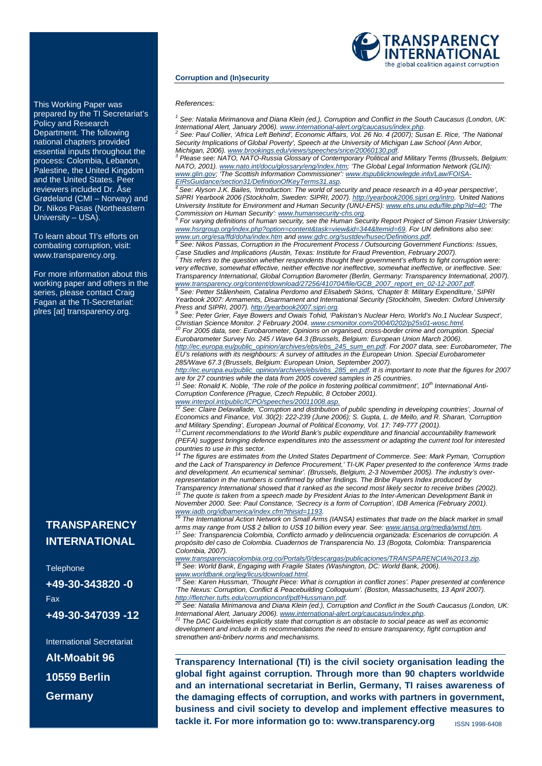This Working Paper was prepared by the TI Secretariat's Policy and Research Department. The following national chapters provided essential inputs throughout the process: Colombia, Lebanon, Palestine, the United Kingdom and the United States. Peer reviewers included Dr. Åse Grødeland (CMI – Norway) and Dr. Nikos Pasas (Northeastern University – USA).

To learn about TI's efforts on combating corruption, visit: www.transparency.org.

For more information about this working paper and others in the series, please contact Craig Fagan at the TI-Secretariat: plres [at] transparency.org.

**Corruption and (In)security**

*References:*

[1] *See: Natalia Mirimanova and Diana Klein (ed.), Corruption and Conflict in the South Caucasus (London, UK: International Alert, January 2006). www.international-alert.org/caucasus/index.php.*

[2] *See: Paul Collier, 'Africa Left Behind', Economic Affairs, Vol. 26 No. 4 (2007); Susan E. Rice, 'The National Security Implications of Global Poverty', Speech at the University of Michigan Law School (Ann Arbor, Michigan, 2006). www.brookings.edu/views/speeches/srice/20060130.pdf.*

[3] *Please see: NATO, NATO-Russia Glossary of Contemporary Political and Military Terms (Brussels, Belgium: NATO, 2001). www.nato.int/docu/glossary/eng/index.htm; 'The Global Legal Information Network (GLIN): www.glin.gov; 'The Scottish Information Commissioner': www.itspublicknowledge.info/Law/FOISA-EIRsGuidance/section31/DefinitionOfKeyTerms31.asp.*

[4] *See: Alyson J.K. Bailes, 'Introduction: The world of security and peace research in a 40-year perspective', SIPRI Yearbook 2006 (Stockholm, Sweden: SIPRI, 2007). http://yearbook2006.sipri.org/intro. 'United Nations University Institute for Environment and Human Security (UNU-EHS): www.ehs.unu.edu/file.php?id=40; 'The Commission on Human Security': www.humansecurity-chs.org.*

[5] *For varying definitions of human security, see the Human Security Report Project of Simon Frasier University: www.hsrgroup.org/index.php?option=content&task=view&id=344&Itemid=69. For UN definitions also see: www.un.org/esa/ffd/doha/index.htm and www.gdrc.org/sustdev/husec/Definitions.pdf.*

[6] *See: Nikos Passas, Corruption in the Procurement Process / Outsourcing Government Functions: Issues, Case Studies and Implications (Austin, Texas: Institute for Fraud Prevention, February 2007).*

[7] *This refers to the question whether respondents thought their government's efforts to fight corruption were: very effective, somewhat effective, neither effective nor ineffective, somewhat ineffective, or ineffective. See: Transparency International, Global Corruption Barometer (Berlin, Germany: Transparency International, 2007). www.transparency.org/content/download/27256/410704/file/GCB_2007_report_en_02-12-2007.pdf.*

[8] *See: Petter Stålenheim, Catalina Perdomo and Elisabeth Sköns, 'Chapter 8: Military Expenditure,' SIPRI Yearbook 2007: Armaments, Disarmament and International Security (Stockholm, Sweden: Oxford University Press and SIPRI, 2007). http://yearbook2007.sipri.org.*

[9] *See: Peter Grier, Faye Bowers and Owais Tohid, 'Pakistan's Nuclear Hero, World's No.1 Nuclear Suspect', Christian Science Monitor. 2 February 2004. www.csmonitor.com/2004/0202/p25s01-wosc.html.*

[10] *For 2005 data, see: Eurobarometer, Opinions on organised, cross-border crime and corruption. Special Eurobarometer Survey No. 245 / Wave 64.3 (Brussels, Belgium: European Union March 2006). http://ec.europa.eu/public_opinion/archives/ebs/ebs_245_sum_en.pdf. For 2007 data, see: Eurobarometer, The EU's relations with its neighbours: A survey of attitudes in the European Union. Special Eurobarometer 285/Wave 67.3 (Brussels, Belgium: European Union, September 2007). http://ec.europa.eu/public_opinion/archives/ebs/ebs_285_en.pdf. It is important to note that the figures for 2007 are for 27 countries while the data from 2005 covered samples in 25 countries.*

[11] *See: Ronald K. Noble, 'The role of the police in fostering political commitment', 10th International Anti-Corruption Conference (Prague, Czech Republic, 8 October 2001). www.interpol.int/public/ICPO/speeches/20011008.asp.*

[12] *See: Claire Delavallade, 'Corruption and distribution of public spending in developing countries', Journal of Economics and Finance, Vol. 30(2): 222-239 (June 2006); S. Gupta, L. de Mello, and R. Sharan, 'Corruption and Military Spending', European Journal of Political Economy, Vol. 17: 749-777 (2001).*

[13] *Current recommendations to the World Bank's public expenditure and financial accountability framework (PEFA) suggest bringing defence expenditures into the assessment or adapting the current tool for interested countries to use in this sector.*

[14] *The figures are estimates from the United States Department of Commerce. See: Mark Pyman, 'Corruption and the Lack of Transparency in Defence Procurement,' TI-UK Paper presented to the conference 'Arms trade and development. An ecumenical seminar'. (Brussels, Belgium, 2-3 November 2005). The industry's over-representation in the numbers is confirmed by other findings. The Bribe Payers Index produced by Transparency International showed that it ranked as the second most likely sector to receive bribes (2002).*

[15] *The quote is taken from a speech made by President Arias to the Inter-American Development Bank in November 2000. See: Paul Constance, 'Secrecy is a form of Corruption', IDB America (February 2001). www.iadb.org/idbamerica/index.cfm?thisid=1193.*

[16] *The International Action Network on Small Arms (IANSA) estimates that trade on the black market in small arms may range from US$ 2 billion to US$ 10 billion every year. See: www.iansa.org/media/wmd.htm.*

[17] *See: Transparencia Colombia, Conflicto armado y delincuencia organizada: Escenarios de corrupción. A propósito del caso de Colombia. Cuadernos de Transparencia No. 13 (Bogota, Colombia: Transparencia Colombia, 2007). www.transparenciacolombia.org.co/Portals/0/descargas/publicaciones/TRANSPARENCIA%2013.zip.*

[18] *See: World Bank, Engaging with Fragile States (Washington, DC: World Bank, 2006). www.worldbank.org/ieg/licus/download.html.*

[19] *See: Karen Hussman, 'Thought Piece: What is corruption in conflict zones'. Paper presented at conference 'The Nexus: Corruption, Conflict & Peacebuilding Colloquium'. (Boston, Massachusetts, 13 April 2007). http://fletcher.tufts.edu/corruptionconf/pdf/Hussmann.pdf.*

[20] *See: Natalia Mirimanova and Diana Klein (ed.), Corruption and Conflict in the South Caucasus (London, UK: International Alert, January 2006). www.international-alert.org/caucasus/index.php.*

[21] *The DAC Guidelines explicitly state that corruption is an obstacle to social peace as well as economic development and include in its recommendations the need to ensure transparency, fight corruption and strengthen anti-bribery norms and mechanisms.*

---

**Transparency International (TI) is the civil society organisation leading the global fight against corruption. Through more than 90 chapters worldwide and an international secretariat in Berlin, Germany, TI raises awareness of the damaging effects of corruption, and works with partners in government, business and civil society to develop and implement effective measures to tackle it. For more information go to: www.transparency.org**

ISSN 1998-6408

**TRANSPARENCY INTERNATIONAL**

Telephone

**+49-30-343820 -0**

Fax

**+49-30-347039 -12**

International Secretariat

**Alt-Moabit 96**

**10559 Berlin**

**Germany**